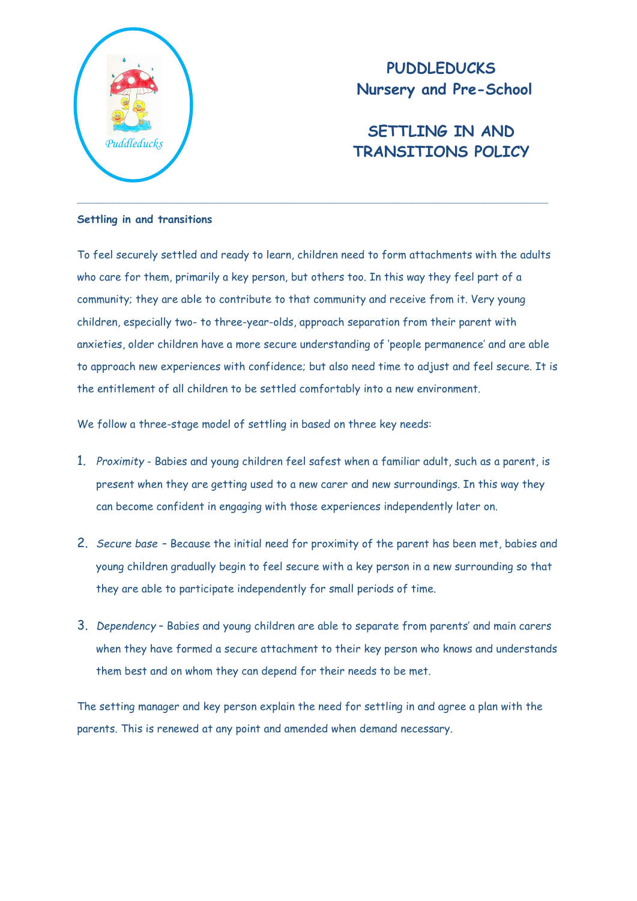# PUDDLEDUCKS
## Nursery and Pre-School

## SETTLING IN AND TRANSITIONS POLICY

---

**Settling in and transitions**

To feel securely settled and ready to learn, children need to form attachments with the adults who care for them, primarily a key person, but others too. In this way they feel part of a community; they are able to contribute to that community and receive from it. Very young children, especially two- to three-year-olds, approach separation from their parent with anxieties, older children have a more secure understanding of 'people permanence' and are able to approach new experiences with confidence; but also need time to adjust and feel secure. It is the entitlement of all children to be settled comfortably into a new environment.

We follow a three-stage model of settling in based on three key needs:

1. *Proximity* - Babies and young children feel safest when a familiar adult, such as a parent, is present when they are getting used to a new carer and new surroundings. In this way they can become confident in engaging with those experiences independently later on.
2. *Secure base* – Because the initial need for proximity of the parent has been met, babies and young children gradually begin to feel secure with a key person in a new surrounding so that they are able to participate independently for small periods of time.
3. *Dependency* – Babies and young children are able to separate from parents' and main carers when they have formed a secure attachment to their key person who knows and understands them best and on whom they can depend for their needs to be met.

The setting manager and key person explain the need for settling in and agree a plan with the parents. This is renewed at any point and amended when demand necessary.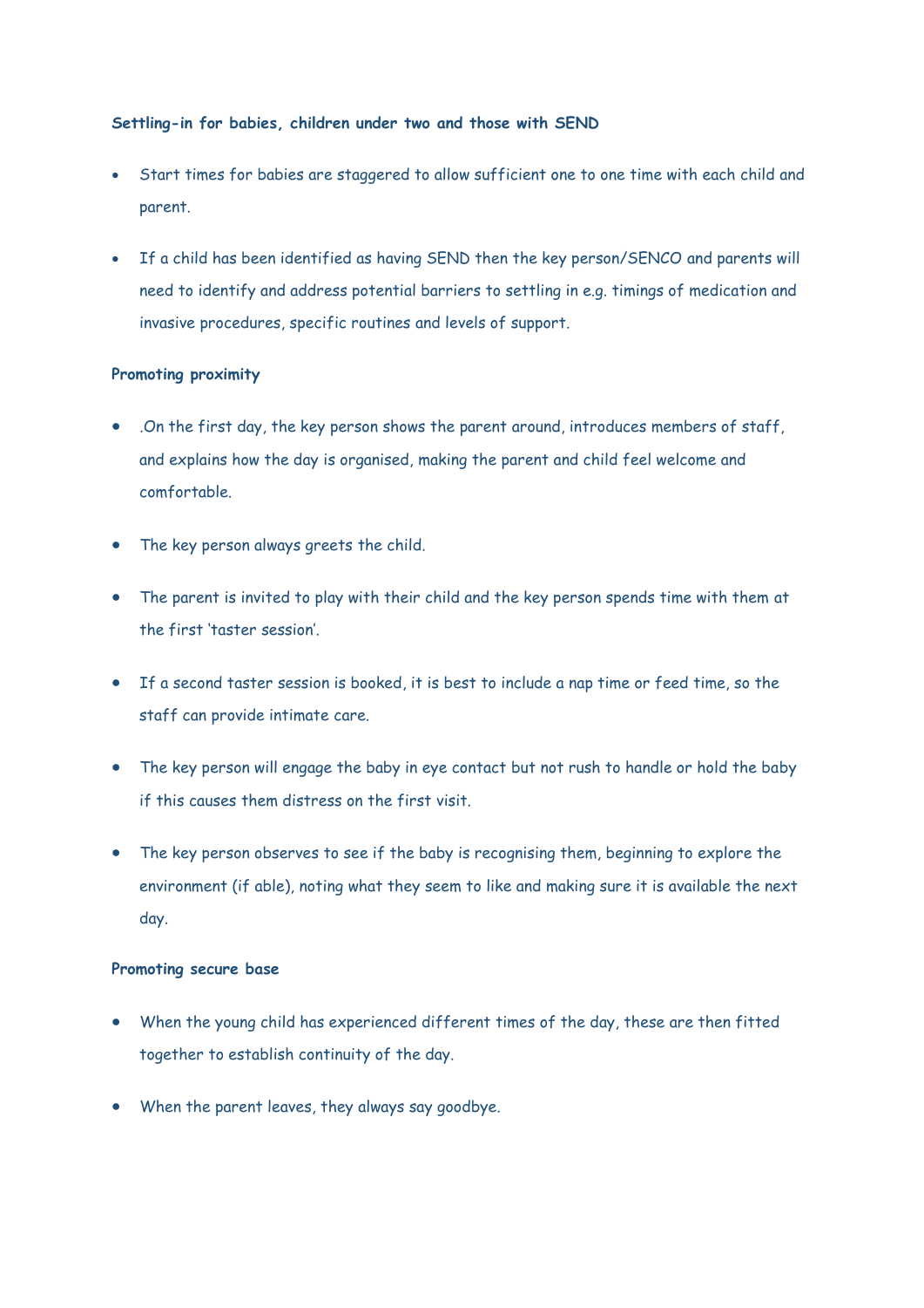**Settling-in for babies, children under two and those with SEND**

- Start times for babies are staggered to allow sufficient one to one time with each child and parent.
- If a child has been identified as having SEND then the key person/SENCO and parents will need to identify and address potential barriers to settling in e.g. timings of medication and invasive procedures, specific routines and levels of support.

**Promoting proximity**

- .On the first day, the key person shows the parent around, introduces members of staff, and explains how the day is organised, making the parent and child feel welcome and comfortable.
- The key person always greets the child.
- The parent is invited to play with their child and the key person spends time with them at the first 'taster session'.
- If a second taster session is booked, it is best to include a nap time or feed time, so the staff can provide intimate care.
- The key person will engage the baby in eye contact but not rush to handle or hold the baby if this causes them distress on the first visit.
- The key person observes to see if the baby is recognising them, beginning to explore the environment (if able), noting what they seem to like and making sure it is available the next day.

**Promoting secure base**

- When the young child has experienced different times of the day, these are then fitted together to establish continuity of the day.
- When the parent leaves, they always say goodbye.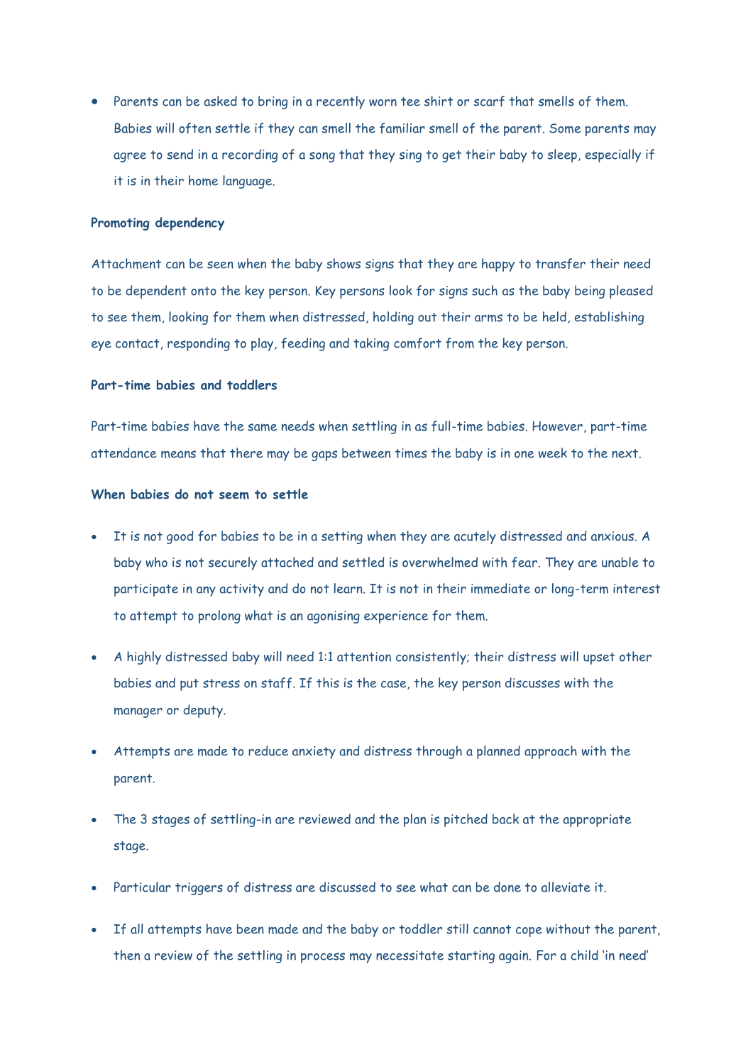- Parents can be asked to bring in a recently worn tee shirt or scarf that smells of them. Babies will often settle if they can smell the familiar smell of the parent. Some parents may agree to send in a recording of a song that they sing to get their baby to sleep, especially if it is in their home language.

**Promoting dependency**

Attachment can be seen when the baby shows signs that they are happy to transfer their need to be dependent onto the key person. Key persons look for signs such as the baby being pleased to see them, looking for them when distressed, holding out their arms to be held, establishing eye contact, responding to play, feeding and taking comfort from the key person.

**Part-time babies and toddlers**

Part-time babies have the same needs when settling in as full-time babies. However, part-time attendance means that there may be gaps between times the baby is in one week to the next.

**When babies do not seem to settle**

- It is not good for babies to be in a setting when they are acutely distressed and anxious. A baby who is not securely attached and settled is overwhelmed with fear. They are unable to participate in any activity and do not learn. It is not in their immediate or long-term interest to attempt to prolong what is an agonising experience for them.
- A highly distressed baby will need 1:1 attention consistently; their distress will upset other babies and put stress on staff. If this is the case, the key person discusses with the manager or deputy.
- Attempts are made to reduce anxiety and distress through a planned approach with the parent.
- The 3 stages of settling-in are reviewed and the plan is pitched back at the appropriate stage.
- Particular triggers of distress are discussed to see what can be done to alleviate it.
- If all attempts have been made and the baby or toddler still cannot cope without the parent, then a review of the settling in process may necessitate starting again. For a child 'in need'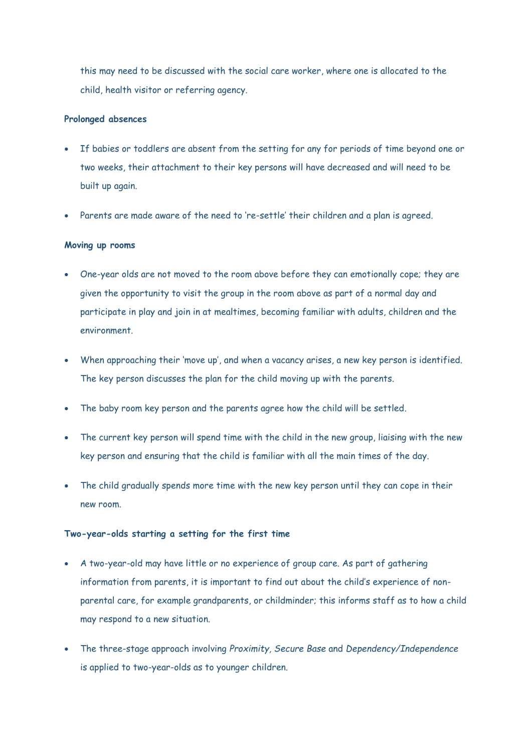this may need to be discussed with the social care worker, where one is allocated to the child, health visitor or referring agency.

**Prolonged absences**

- If babies or toddlers are absent from the setting for any for periods of time beyond one or two weeks, their attachment to their key persons will have decreased and will need to be built up again.
- Parents are made aware of the need to 're-settle' their children and a plan is agreed.

**Moving up rooms**

- One-year olds are not moved to the room above before they can emotionally cope; they are given the opportunity to visit the group in the room above as part of a normal day and participate in play and join in at mealtimes, becoming familiar with adults, children and the environment.
- When approaching their 'move up', and when a vacancy arises, a new key person is identified. The key person discusses the plan for the child moving up with the parents.
- The baby room key person and the parents agree how the child will be settled.
- The current key person will spend time with the child in the new group, liaising with the new key person and ensuring that the child is familiar with all the main times of the day.
- The child gradually spends more time with the new key person until they can cope in their new room.

**Two-year-olds starting a setting for the first time**

- A two-year-old may have little or no experience of group care. As part of gathering information from parents, it is important to find out about the child's experience of non-parental care, for example grandparents, or childminder; this informs staff as to how a child may respond to a new situation.
- The three-stage approach involving *Proximity*, *Secure Base* and *Dependency/Independence* is applied to two-year-olds as to younger children.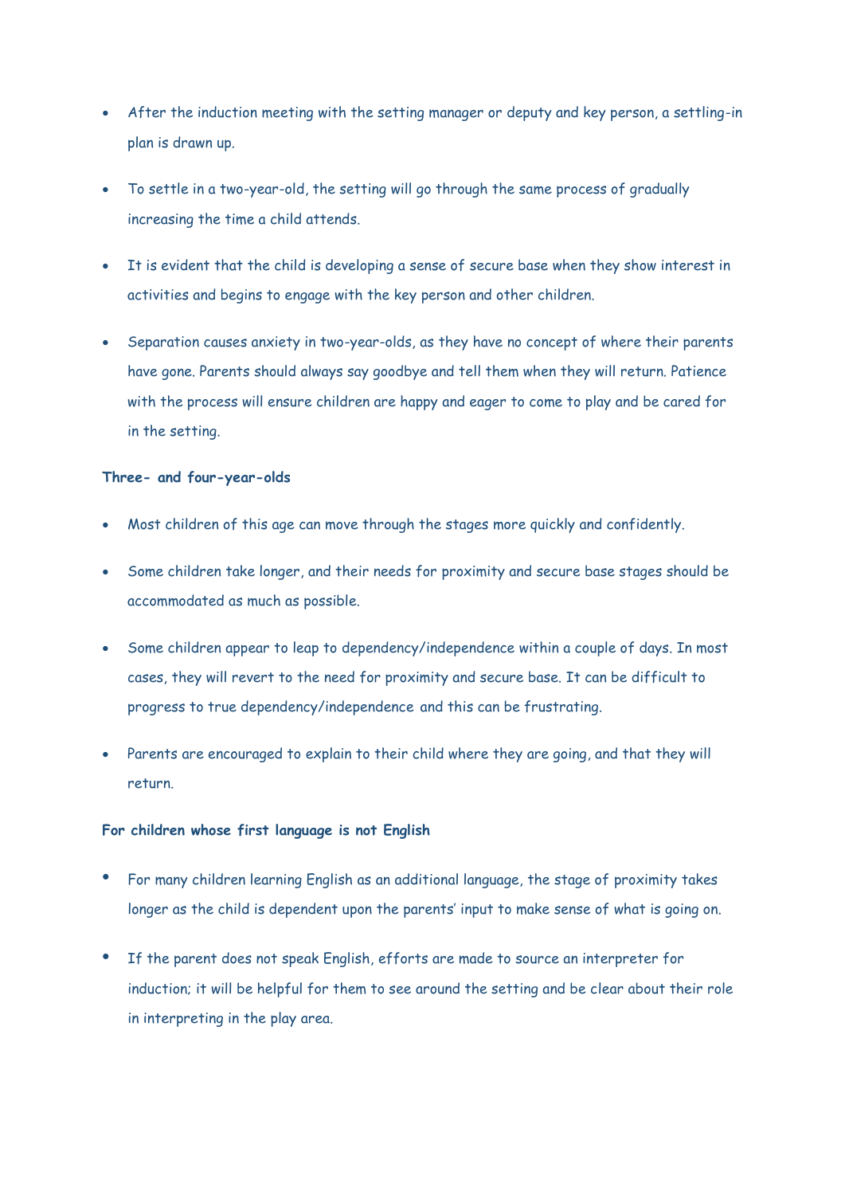- After the induction meeting with the setting manager or deputy and key person, a settling-in plan is drawn up.

- To settle in a two-year-old, the setting will go through the same process of gradually increasing the time a child attends.

- It is evident that the child is developing a sense of secure base when they show interest in activities and begins to engage with the key person and other children.

- Separation causes anxiety in two-year-olds, as they have no concept of where their parents have gone. Parents should always say goodbye and tell them when they will return. Patience with the process will ensure children are happy and eager to come to play and be cared for in the setting.

**Three- and four-year-olds**

- Most children of this age can move through the stages more quickly and confidently.

- Some children take longer, and their needs for proximity and secure base stages should be accommodated as much as possible.

- Some children appear to leap to dependency/independence within a couple of days. In most cases, they will revert to the need for proximity and secure base. It can be difficult to progress to true dependency/independence and this can be frustrating.

- Parents are encouraged to explain to their child where they are going, and that they will return.

**For children whose first language is not English**

- For many children learning English as an additional language, the stage of proximity takes longer as the child is dependent upon the parents' input to make sense of what is going on.

- If the parent does not speak English, efforts are made to source an interpreter for induction; it will be helpful for them to see around the setting and be clear about their role in interpreting in the play area.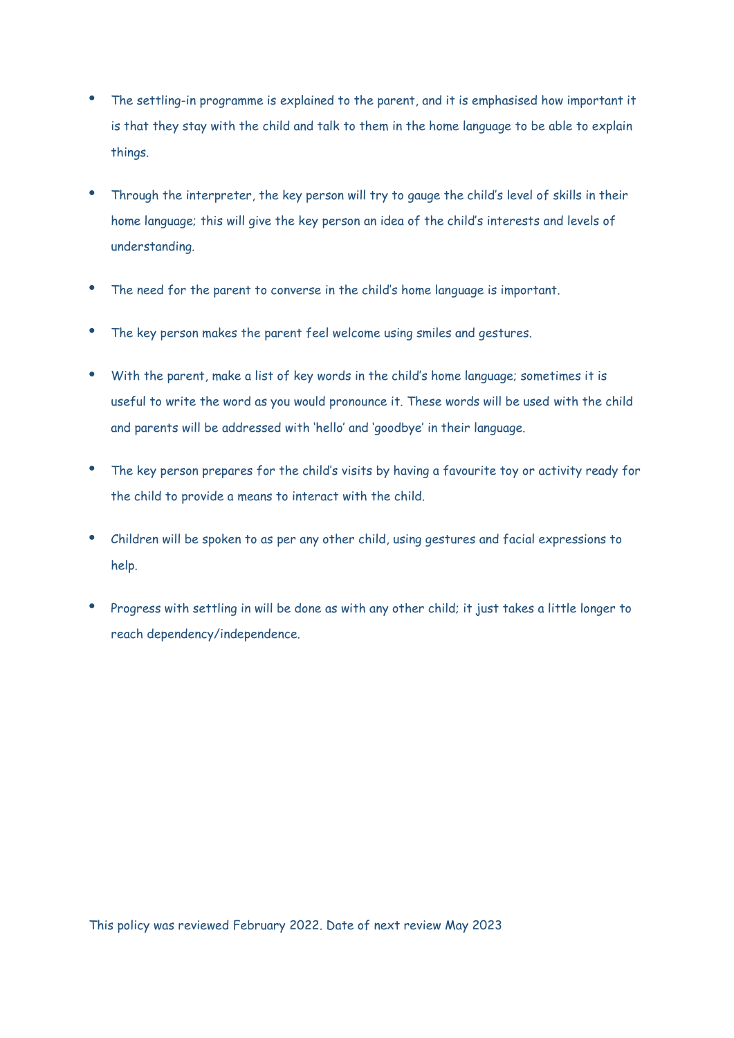- The settling-in programme is explained to the parent, and it is emphasised how important it is that they stay with the child and talk to them in the home language to be able to explain things.

- Through the interpreter, the key person will try to gauge the child's level of skills in their home language; this will give the key person an idea of the child's interests and levels of understanding.

- The need for the parent to converse in the child's home language is important.

- The key person makes the parent feel welcome using smiles and gestures.

- With the parent, make a list of key words in the child's home language; sometimes it is useful to write the word as you would pronounce it. These words will be used with the child and parents will be addressed with 'hello' and 'goodbye' in their language.

- The key person prepares for the child's visits by having a favourite toy or activity ready for the child to provide a means to interact with the child.

- Children will be spoken to as per any other child, using gestures and facial expressions to help.

- Progress with settling in will be done as with any other child; it just takes a little longer to reach dependency/independence.

This policy was reviewed February 2022. Date of next review May 2023